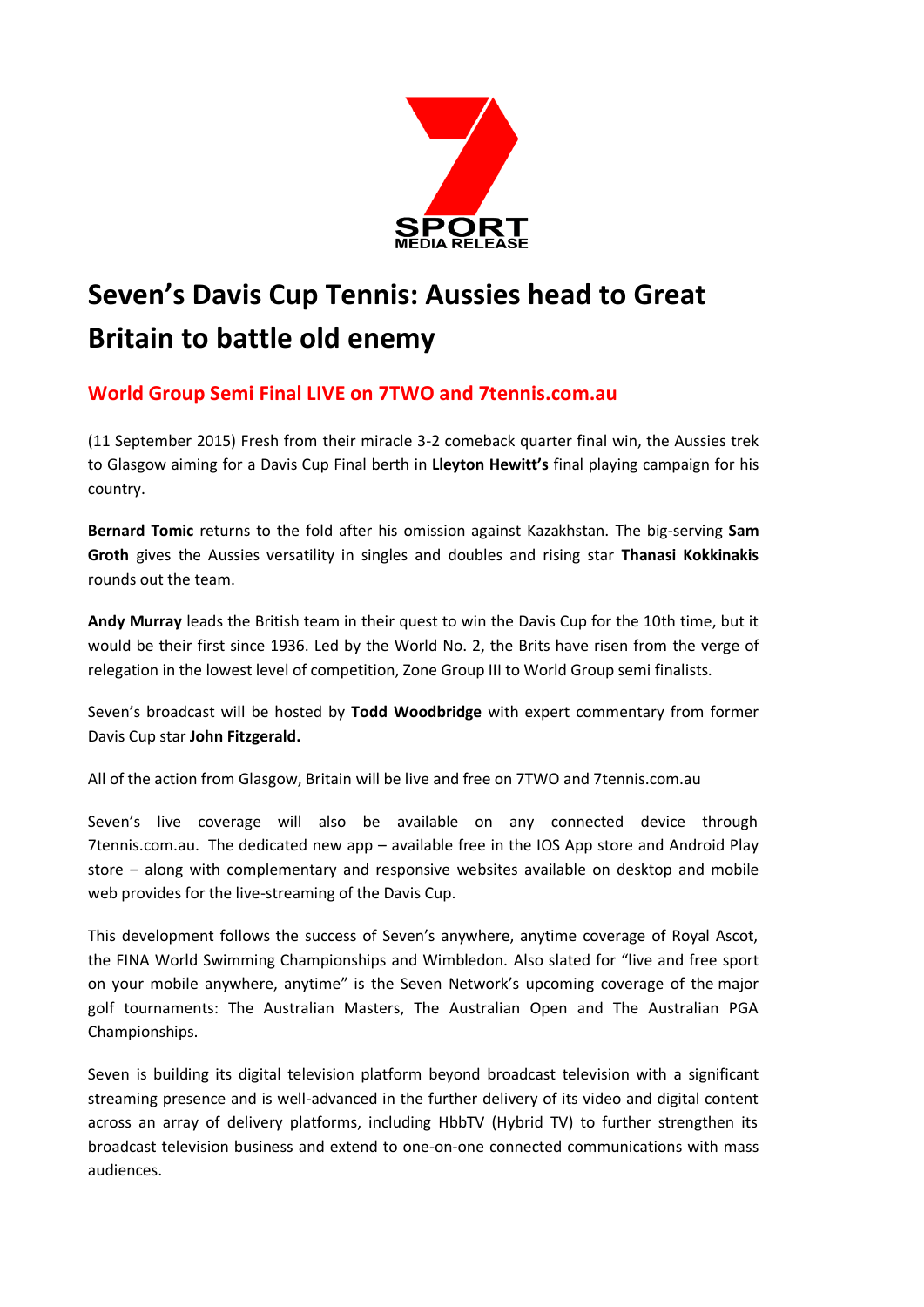SPORT
MEDIA RELEASE

# Seven's Davis Cup Tennis: Aussies head to Great Britain to battle old enemy

## World Group Semi Final LIVE on 7TWO and 7tennis.com.au

(11 September 2015) Fresh from their miracle 3-2 comeback quarter final win, the Aussies trek to Glasgow aiming for a Davis Cup Final berth in **Lleyton Hewitt's** final playing campaign for his country.

**Bernard Tomic** returns to the fold after his omission against Kazakhstan. The big-serving **Sam Groth** gives the Aussies versatility in singles and doubles and rising star **Thanasi Kokkinakis** rounds out the team.

**Andy Murray** leads the British team in their quest to win the Davis Cup for the 10th time, but it would be their first since 1936. Led by the World No. 2, the Brits have risen from the verge of relegation in the lowest level of competition, Zone Group III to World Group semi finalists.

Seven's broadcast will be hosted by **Todd Woodbridge** with expert commentary from former Davis Cup star **John Fitzgerald.**

All of the action from Glasgow, Britain will be live and free on 7TWO and 7tennis.com.au

Seven's live coverage will also be available on any connected device through 7tennis.com.au. The dedicated new app – available free in the IOS App store and Android Play store – along with complementary and responsive websites available on desktop and mobile web provides for the live-streaming of the Davis Cup.

This development follows the success of Seven's anywhere, anytime coverage of Royal Ascot, the FINA World Swimming Championships and Wimbledon. Also slated for "live and free sport on your mobile anywhere, anytime" is the Seven Network's upcoming coverage of the major golf tournaments: The Australian Masters, The Australian Open and The Australian PGA Championships.

Seven is building its digital television platform beyond broadcast television with a significant streaming presence and is well-advanced in the further delivery of its video and digital content across an array of delivery platforms, including HbbTV (Hybrid TV) to further strengthen its broadcast television business and extend to one-on-one connected communications with mass audiences.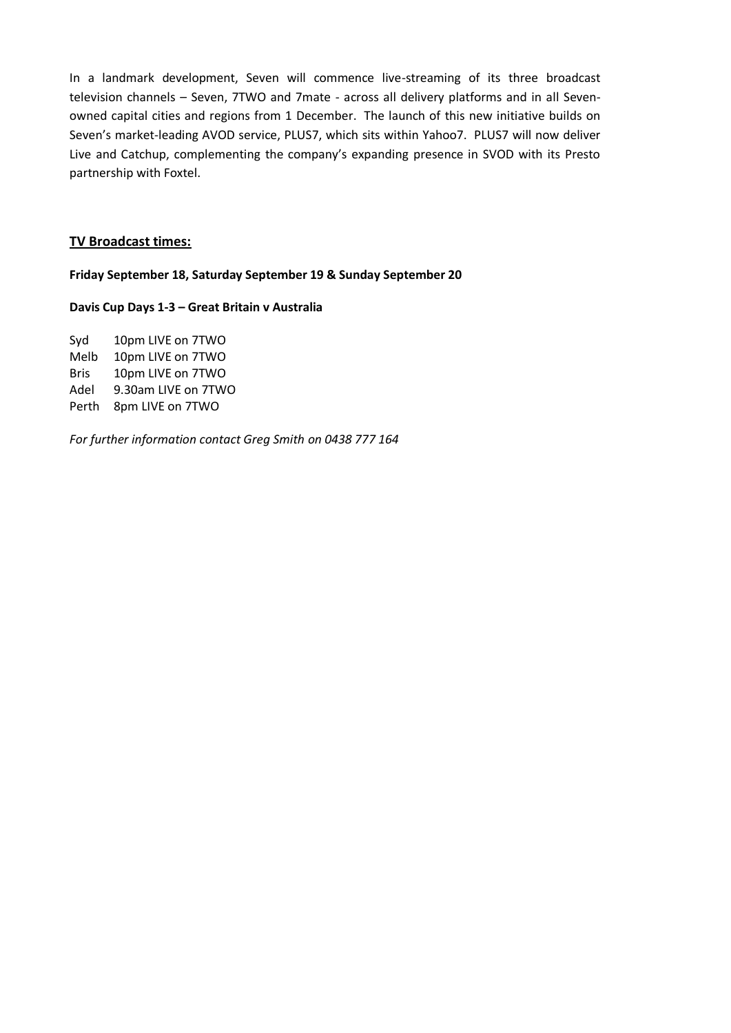In a landmark development, Seven will commence live-streaming of its three broadcast television channels – Seven, 7TWO and 7mate - across all delivery platforms and in all Seven-owned capital cities and regions from 1 December. The launch of this new initiative builds on Seven's market-leading AVOD service, PLUS7, which sits within Yahoo7. PLUS7 will now deliver Live and Catchup, complementing the company's expanding presence in SVOD with its Presto partnership with Foxtel.

## TV Broadcast times:

**Friday September 18, Saturday September 19 & Sunday September 20**

**Davis Cup Days 1-3 – Great Britain v Australia**

| | |
|---|---|
| Syd | 10pm LIVE on 7TWO |
| Melb | 10pm LIVE on 7TWO |
| Bris | 10pm LIVE on 7TWO |
| Adel | 9.30am LIVE on 7TWO |
| Perth | 8pm LIVE on 7TWO |

*For further information contact Greg Smith on 0438 777 164*